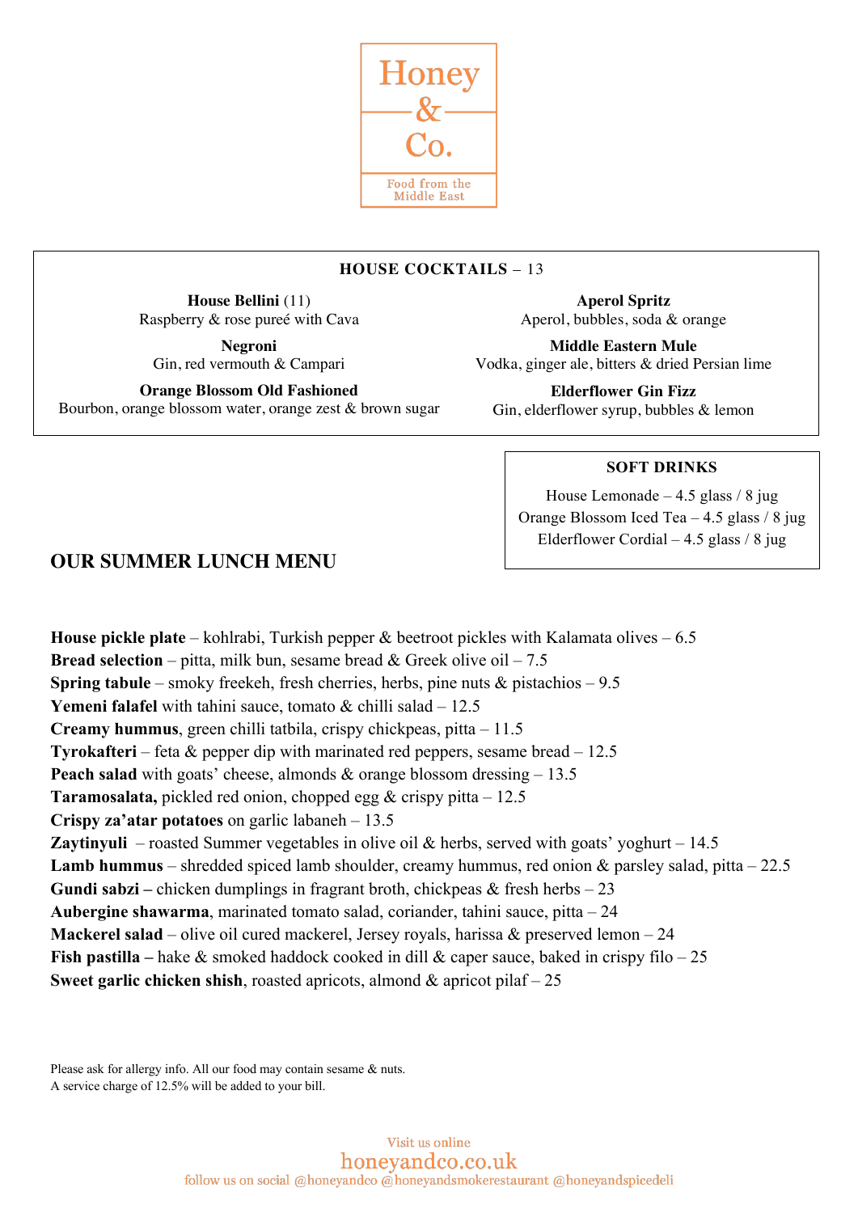Honey & Co.

Food from the Middle East

**HOUSE COCKTAILS** – 13

**House Bellini** (11)
Raspberry & rose pureé with Cava

**Negroni**
Gin, red vermouth & Campari

**Orange Blossom Old Fashioned**
Bourbon, orange blossom water, orange zest & brown sugar

**Aperol Spritz**
Aperol, bubbles, soda & orange

**Middle Eastern Mule**
Vodka, ginger ale, bitters & dried Persian lime

**Elderflower Gin Fizz**
Gin, elderflower syrup, bubbles & lemon

**SOFT DRINKS**

House Lemonade – 4.5 glass / 8 jug
Orange Blossom Iced Tea – 4.5 glass / 8 jug
Elderflower Cordial – 4.5 glass / 8 jug

## OUR SUMMER LUNCH MENU

**House pickle plate** – kohlrabi, Turkish pepper & beetroot pickles with Kalamata olives – 6.5
**Bread selection** – pitta, milk bun, sesame bread & Greek olive oil – 7.5
**Spring tabule** – smoky freekeh, fresh cherries, herbs, pine nuts & pistachios – 9.5
**Yemeni falafel** with tahini sauce, tomato & chilli salad – 12.5
**Creamy hummus**, green chilli tatbila, crispy chickpeas, pitta – 11.5
**Tyrokafteri** – feta & pepper dip with marinated red peppers, sesame bread – 12.5
**Peach salad** with goats' cheese, almonds & orange blossom dressing – 13.5
**Taramosalata,** pickled red onion, chopped egg & crispy pitta – 12.5
**Crispy za'atar potatoes** on garlic labaneh – 13.5
**Zaytinyuli** – roasted Summer vegetables in olive oil & herbs, served with goats' yoghurt – 14.5
**Lamb hummus** – shredded spiced lamb shoulder, creamy hummus, red onion & parsley salad, pitta – 22.5
**Gundi sabzi –** chicken dumplings in fragrant broth, chickpeas & fresh herbs – 23
**Aubergine shawarma**, marinated tomato salad, coriander, tahini sauce, pitta – 24
**Mackerel salad** – olive oil cured mackerel, Jersey royals, harissa & preserved lemon – 24
**Fish pastilla –** hake & smoked haddock cooked in dill & caper sauce, baked in crispy filo – 25
**Sweet garlic chicken shish**, roasted apricots, almond & apricot pilaf – 25

Please ask for allergy info. All our food may contain sesame & nuts.
A service charge of 12.5% will be added to your bill.

Visit us online
honeyandco.co.uk
follow us on social @honeyandco @honeyandsmokerestaurant @honeyandspicedeli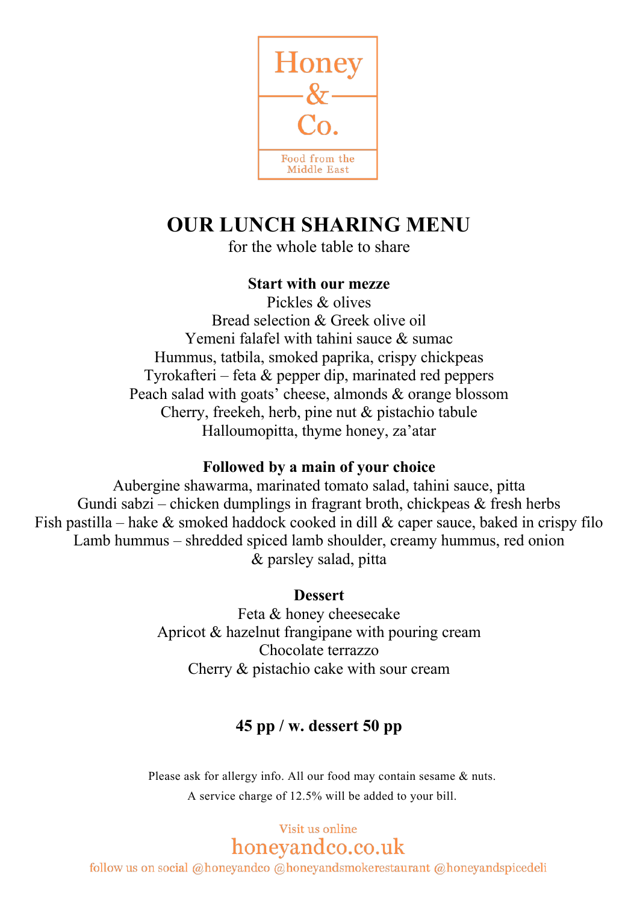Honey & Co.

Food from the Middle East

# OUR LUNCH SHARING MENU

for the whole table to share

**Start with our mezze**

Pickles & olives
Bread selection & Greek olive oil
Yemeni falafel with tahini sauce & sumac
Hummus, tatbila, smoked paprika, crispy chickpeas
Tyrokafteri – feta & pepper dip, marinated red peppers
Peach salad with goats' cheese, almonds & orange blossom
Cherry, freekeh, herb, pine nut & pistachio tabule
Halloumopitta, thyme honey, za'atar

**Followed by a main of your choice**

Aubergine shawarma, marinated tomato salad, tahini sauce, pitta
Gundi sabzi – chicken dumplings in fragrant broth, chickpeas & fresh herbs
Fish pastilla – hake & smoked haddock cooked in dill & caper sauce, baked in crispy filo
Lamb hummus – shredded spiced lamb shoulder, creamy hummus, red onion & parsley salad, pitta

**Dessert**

Feta & honey cheesecake
Apricot & hazelnut frangipane with pouring cream
Chocolate terrazzo
Cherry & pistachio cake with sour cream

**45 pp / w. dessert 50 pp**

Please ask for allergy info. All our food may contain sesame & nuts.

A service charge of 12.5% will be added to your bill.

Visit us online

honeyandco.co.uk

follow us on social @honeyandco @honeyandsmokerestaurant @honeyandspicedeli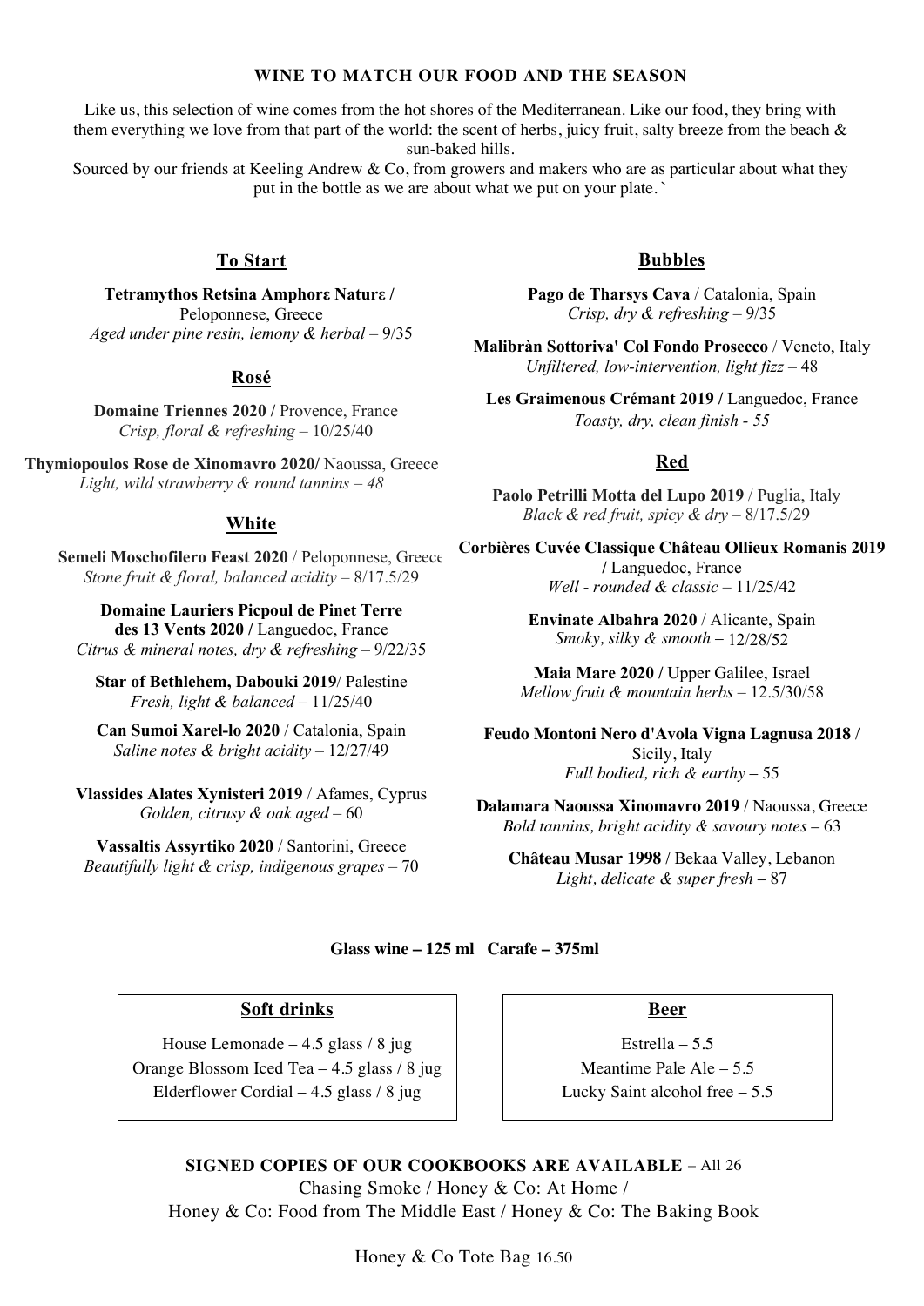## WINE TO MATCH OUR FOOD AND THE SEASON

Like us, this selection of wine comes from the hot shores of the Mediterranean. Like our food, they bring with them everything we love from that part of the world: the scent of herbs, juicy fruit, salty breeze from the beach & sun-baked hills.
Sourced by our friends at Keeling Andrew & Co, from growers and makers who are as particular about what they put in the bottle as we are about what we put on your plate.`

### To Start

**Tetramythos Retsina Amphorε Naturε /** Peloponnese, Greece
*Aged under pine resin, lemony & herbal* – 9/35

### Rosé

**Domaine Triennes 2020 /** Provence, France
*Crisp, floral & refreshing* – 10/25/40

**Thymiopoulos Rose de Xinomavro 2020/** Naoussa, Greece
*Light, wild strawberry & round tannins – 48*

### White

**Semeli Moschofilero Feast 2020** / Peloponnese, Greece
*Stone fruit & floral, balanced acidity* – 8/17.5/29

**Domaine Lauriers Picpoul de Pinet Terre des 13 Vents 2020 /** Languedoc, France
*Citrus & mineral notes, dry & refreshing* – 9/22/35

**Star of Bethlehem, Dabouki 2019**/ Palestine
*Fresh, light & balanced* – 11/25/40

**Can Sumoi Xarel-lo 2020** / Catalonia, Spain
*Saline notes & bright acidity* – 12/27/49

**Vlassides Alates Xynisteri 2019** / Afames, Cyprus
*Golden, citrusy & oak aged* – 60

**Vassaltis Assyrtiko 2020** / Santorini, Greece
*Beautifully light & crisp, indigenous grapes* – 70

### Bubbles

**Pago de Tharsys Cava** / Catalonia, Spain
*Crisp, dry & refreshing* – 9/35

**Malibràn Sottoriva' Col Fondo Prosecco** / Veneto, Italy
*Unfiltered, low-intervention, light fizz* – 48

**Les Graimenous Crémant 2019 /** Languedoc, France
*Toasty, dry, clean finish - 55*

### Red

**Paolo Petrilli Motta del Lupo 2019** / Puglia, Italy
*Black & red fruit, spicy & dry* – 8/17.5/29

**Corbières Cuvée Classique Château Ollieux Romanis 2019 /** Languedoc, France
*Well - rounded & classic* – 11/25/42

**Envinate Albahra 2020** / Alicante, Spain
*Smoky, silky & smooth* – 12/28/52

**Maia Mare 2020 /** Upper Galilee, Israel
*Mellow fruit & mountain herbs* – 12.5/30/58

**Feudo Montoni Nero d'Avola Vigna Lagnusa 2018 /** Sicily, Italy
*Full bodied, rich & earthy* – 55

**Dalamara Naoussa Xinomavro 2019 /** Naoussa, Greece
*Bold tannins, bright acidity & savoury notes* – 63

**Château Musar 1998** / Bekaa Valley, Lebanon
*Light, delicate & super fresh* – 87

**Glass wine – 125 ml Carafe – 375ml**

### Soft drinks

House Lemonade – 4.5 glass / 8 jug
Orange Blossom Iced Tea – 4.5 glass / 8 jug
Elderflower Cordial – 4.5 glass / 8 jug

### Beer

Estrella – 5.5
Meantime Pale Ale – 5.5
Lucky Saint alcohol free – 5.5

**SIGNED COPIES OF OUR COOKBOOKS ARE AVAILABLE** – All 26
Chasing Smoke / Honey & Co: At Home /
Honey & Co: Food from The Middle East / Honey & Co: The Baking Book

Honey & Co Tote Bag 16.50